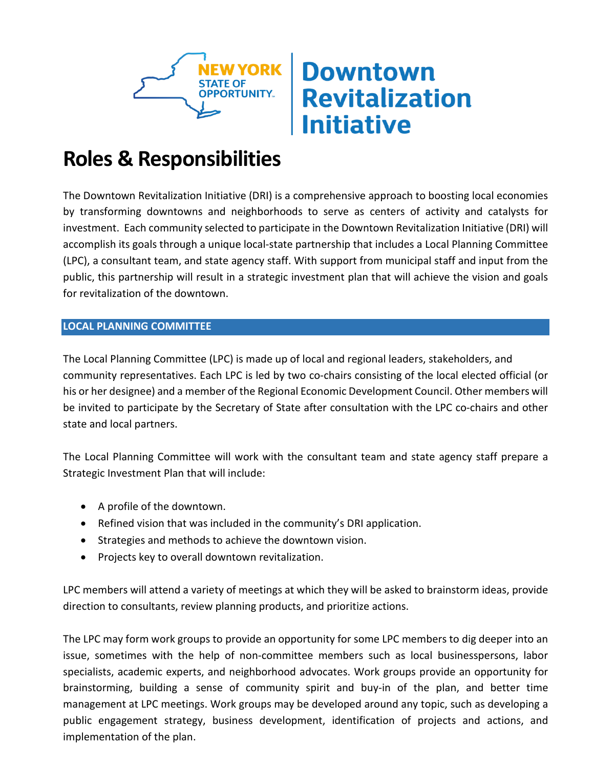NEW YORK STATE OF OPPORTUNITY. Downtown Revitalization Initiative

# Roles & Responsibilities

The Downtown Revitalization Initiative (DRI) is a comprehensive approach to boosting local economies by transforming downtowns and neighborhoods to serve as centers of activity and catalysts for investment. Each community selected to participate in the Downtown Revitalization Initiative (DRI) will accomplish its goals through a unique local-state partnership that includes a Local Planning Committee (LPC), a consultant team, and state agency staff. With support from municipal staff and input from the public, this partnership will result in a strategic investment plan that will achieve the vision and goals for revitalization of the downtown.

## LOCAL PLANNING COMMITTEE

The Local Planning Committee (LPC) is made up of local and regional leaders, stakeholders, and community representatives. Each LPC is led by two co-chairs consisting of the local elected official (or his or her designee) and a member of the Regional Economic Development Council. Other members will be invited to participate by the Secretary of State after consultation with the LPC co-chairs and other state and local partners.

The Local Planning Committee will work with the consultant team and state agency staff prepare a Strategic Investment Plan that will include:

- A profile of the downtown.
- Refined vision that was included in the community's DRI application.
- Strategies and methods to achieve the downtown vision.
- Projects key to overall downtown revitalization.

LPC members will attend a variety of meetings at which they will be asked to brainstorm ideas, provide direction to consultants, review planning products, and prioritize actions.

The LPC may form work groups to provide an opportunity for some LPC members to dig deeper into an issue, sometimes with the help of non-committee members such as local businesspersons, labor specialists, academic experts, and neighborhood advocates. Work groups provide an opportunity for brainstorming, building a sense of community spirit and buy-in of the plan, and better time management at LPC meetings. Work groups may be developed around any topic, such as developing a public engagement strategy, business development, identification of projects and actions, and implementation of the plan.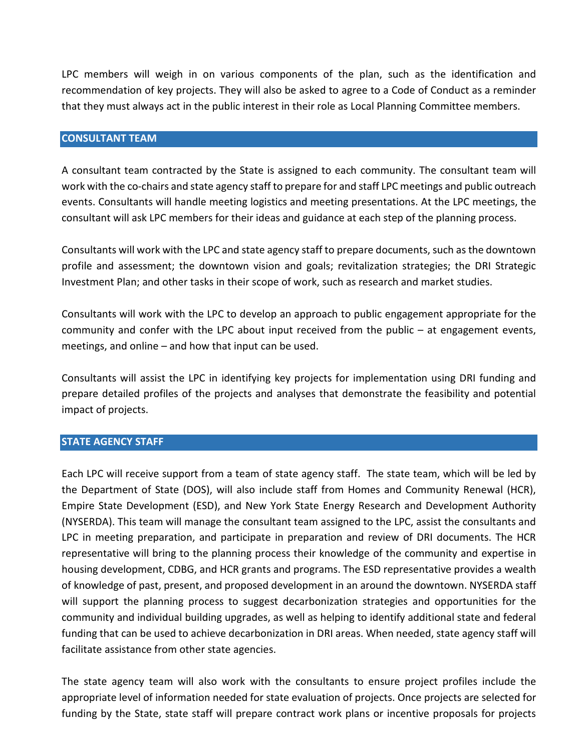LPC members will weigh in on various components of the plan, such as the identification and recommendation of key projects. They will also be asked to agree to a Code of Conduct as a reminder that they must always act in the public interest in their role as Local Planning Committee members.

## CONSULTANT TEAM

A consultant team contracted by the State is assigned to each community. The consultant team will work with the co-chairs and state agency staff to prepare for and staff LPC meetings and public outreach events. Consultants will handle meeting logistics and meeting presentations. At the LPC meetings, the consultant will ask LPC members for their ideas and guidance at each step of the planning process.

Consultants will work with the LPC and state agency staff to prepare documents, such as the downtown profile and assessment; the downtown vision and goals; revitalization strategies; the DRI Strategic Investment Plan; and other tasks in their scope of work, such as research and market studies.

Consultants will work with the LPC to develop an approach to public engagement appropriate for the community and confer with the LPC about input received from the public – at engagement events, meetings, and online – and how that input can be used.

Consultants will assist the LPC in identifying key projects for implementation using DRI funding and prepare detailed profiles of the projects and analyses that demonstrate the feasibility and potential impact of projects.

## STATE AGENCY STAFF

Each LPC will receive support from a team of state agency staff. The state team, which will be led by the Department of State (DOS), will also include staff from Homes and Community Renewal (HCR), Empire State Development (ESD), and New York State Energy Research and Development Authority (NYSERDA). This team will manage the consultant team assigned to the LPC, assist the consultants and LPC in meeting preparation, and participate in preparation and review of DRI documents. The HCR representative will bring to the planning process their knowledge of the community and expertise in housing development, CDBG, and HCR grants and programs. The ESD representative provides a wealth of knowledge of past, present, and proposed development in an around the downtown. NYSERDA staff will support the planning process to suggest decarbonization strategies and opportunities for the community and individual building upgrades, as well as helping to identify additional state and federal funding that can be used to achieve decarbonization in DRI areas. When needed, state agency staff will facilitate assistance from other state agencies.

The state agency team will also work with the consultants to ensure project profiles include the appropriate level of information needed for state evaluation of projects. Once projects are selected for funding by the State, state staff will prepare contract work plans or incentive proposals for projects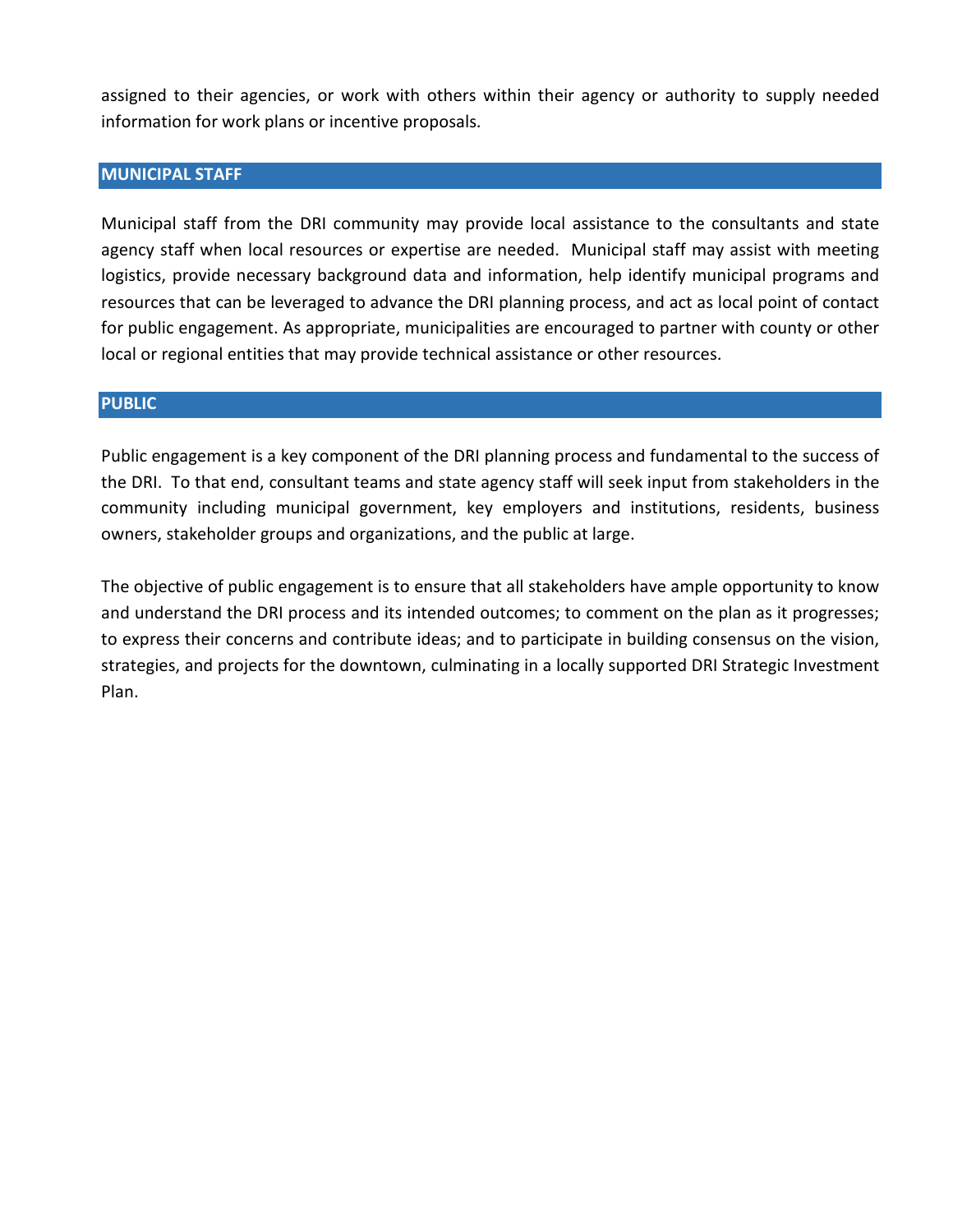assigned to their agencies, or work with others within their agency or authority to supply needed information for work plans or incentive proposals.

## MUNICIPAL STAFF

Municipal staff from the DRI community may provide local assistance to the consultants and state agency staff when local resources or expertise are needed. Municipal staff may assist with meeting logistics, provide necessary background data and information, help identify municipal programs and resources that can be leveraged to advance the DRI planning process, and act as local point of contact for public engagement. As appropriate, municipalities are encouraged to partner with county or other local or regional entities that may provide technical assistance or other resources.

## PUBLIC

Public engagement is a key component of the DRI planning process and fundamental to the success of the DRI. To that end, consultant teams and state agency staff will seek input from stakeholders in the community including municipal government, key employers and institutions, residents, business owners, stakeholder groups and organizations, and the public at large.

The objective of public engagement is to ensure that all stakeholders have ample opportunity to know and understand the DRI process and its intended outcomes; to comment on the plan as it progresses; to express their concerns and contribute ideas; and to participate in building consensus on the vision, strategies, and projects for the downtown, culminating in a locally supported DRI Strategic Investment Plan.